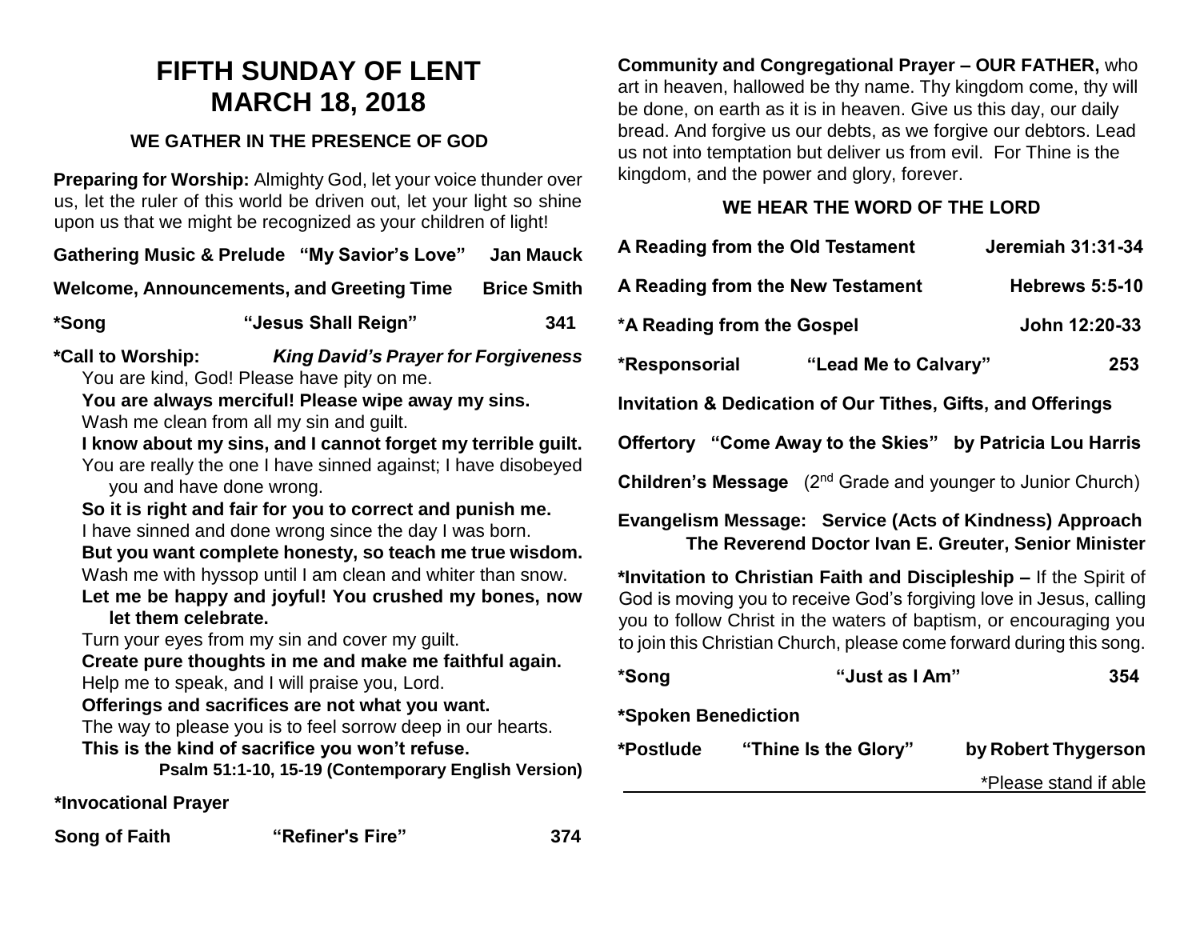# FIFTH SUNDAY OF LENT
# MARCH 18, 2018

## WE GATHER IN THE PRESENCE OF GOD

**Preparing for Worship:** Almighty God, let your voice thunder over us, let the ruler of this world be driven out, let your light so shine upon us that we might be recognized as your children of light!

**Gathering Music & Prelude "My Savior's Love" Jan Mauck**

**Welcome, Announcements, and Greeting Time Brice Smith**

**\*Song "Jesus Shall Reign" 341**

**\*Call to Worship:** ***King David's Prayer for Forgiveness***

You are kind, God! Please have pity on me.

**You are always merciful! Please wipe away my sins.**

Wash me clean from all my sin and guilt.

**I know about my sins, and I cannot forget my terrible guilt.**

You are really the one I have sinned against; I have disobeyed you and have done wrong.

**So it is right and fair for you to correct and punish me.**

I have sinned and done wrong since the day I was born.

**But you want complete honesty, so teach me true wisdom.**

Wash me with hyssop until I am clean and whiter than snow.

**Let me be happy and joyful! You crushed my bones, now let them celebrate.**

Turn your eyes from my sin and cover my guilt.

**Create pure thoughts in me and make me faithful again.**

Help me to speak, and I will praise you, Lord.

**Offerings and sacrifices are not what you want.**

The way to please you is to feel sorrow deep in our hearts.

**This is the kind of sacrifice you won't refuse.**

**Psalm 51:1-10, 15-19 (Contemporary English Version)**

**\*Invocational Prayer**

**Song of Faith "Refiner's Fire" 374**

**Community and Congregational Prayer – OUR FATHER,** who art in heaven, hallowed be thy name. Thy kingdom come, thy will be done, on earth as it is in heaven. Give us this day, our daily bread. And forgive us our debts, as we forgive our debtors. Lead us not into temptation but deliver us from evil. For Thine is the kingdom, and the power and glory, forever.

## WE HEAR THE WORD OF THE LORD

**A Reading from the Old Testament Jeremiah 31:31-34**

**A Reading from the New Testament Hebrews 5:5-10**

**\*A Reading from the Gospel John 12:20-33**

**\*Responsorial "Lead Me to Calvary" 253**

**Invitation & Dedication of Our Tithes, Gifts, and Offerings**

**Offertory "Come Away to the Skies" by Patricia Lou Harris**

**Children's Message** (2nd Grade and younger to Junior Church)

**Evangelism Message: Service (Acts of Kindness) Approach**
**The Reverend Doctor Ivan E. Greuter, Senior Minister**

**\*Invitation to Christian Faith and Discipleship –** If the Spirit of God is moving you to receive God's forgiving love in Jesus, calling you to follow Christ in the waters of baptism, or encouraging you to join this Christian Church, please come forward during this song.

**\*Song "Just as I Am" 354**

**\*Spoken Benediction**

**\*Postlude "Thine Is the Glory" by Robert Thygerson**

\*Please stand if able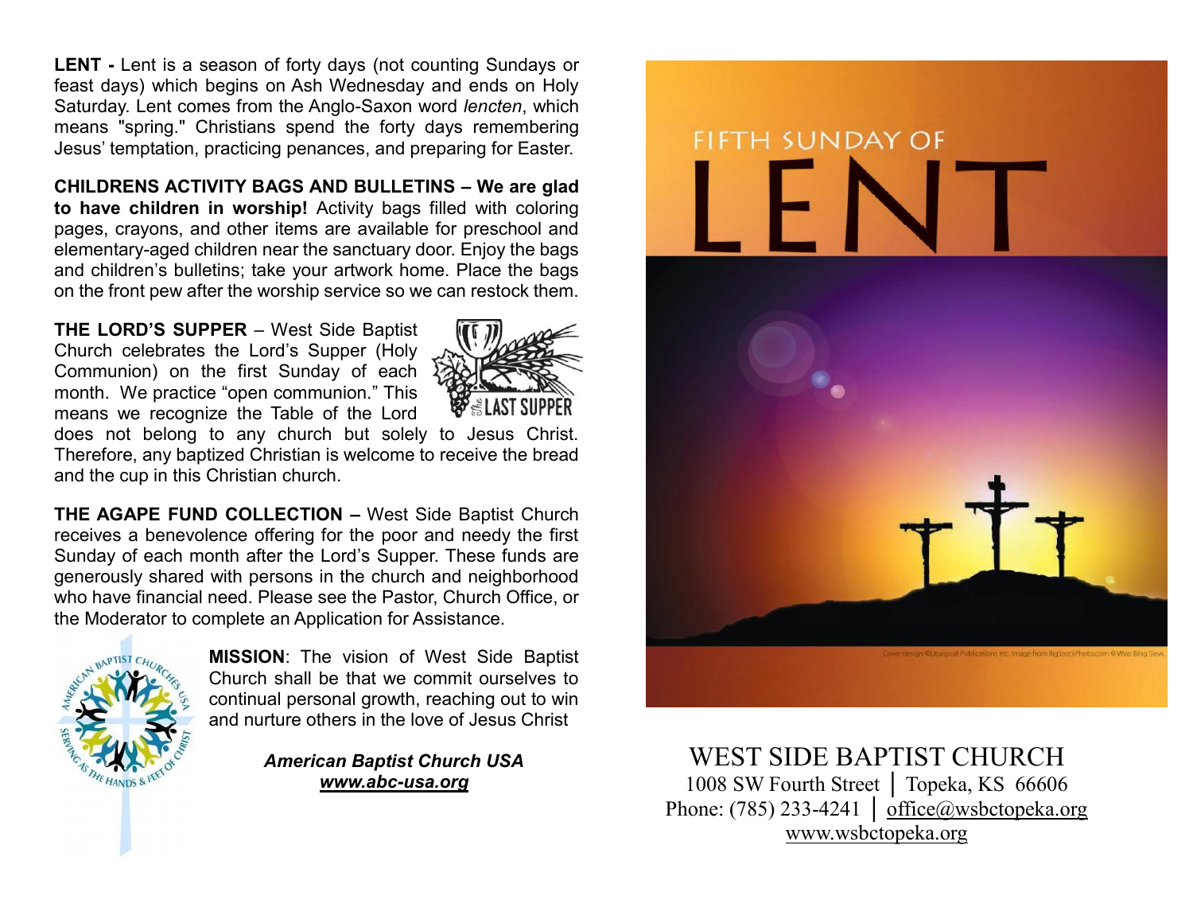**LENT -** Lent is a season of forty days (not counting Sundays or feast days) which begins on Ash Wednesday and ends on Holy Saturday. Lent comes from the Anglo-Saxon word *lencten*, which means "spring." Christians spend the forty days remembering Jesus' temptation, practicing penances, and preparing for Easter.

**CHILDRENS ACTIVITY BAGS AND BULLETINS – We are glad to have children in worship!** Activity bags filled with coloring pages, crayons, and other items are available for preschool and elementary-aged children near the sanctuary door. Enjoy the bags and children's bulletins; take your artwork home. Place the bags on the front pew after the worship service so we can restock them.

**THE LORD'S SUPPER** – West Side Baptist Church celebrates the Lord's Supper (Holy Communion) on the first Sunday of each month. We practice "open communion." This means we recognize the Table of the Lord does not belong to any church but solely to Jesus Christ. Therefore, any baptized Christian is welcome to receive the bread and the cup in this Christian church.

**THE AGAPE FUND COLLECTION –** West Side Baptist Church receives a benevolence offering for the poor and needy the first Sunday of each month after the Lord's Supper. These funds are generously shared with persons in the church and neighborhood who have financial need. Please see the Pastor, Church Office, or the Moderator to complete an Application for Assistance.

**MISSION**: The vision of West Side Baptist Church shall be that we commit ourselves to continual personal growth, reaching out to win and nurture others in the love of Jesus Christ

***American Baptist Church USA***
***www.abc-usa.org***

FIFTH SUNDAY OF

# LENT

Cover design ©Liturgical Publications Inc. Image from BigStockPhoto.com ©Woo Bing Siew.

WEST SIDE BAPTIST CHURCH
1008 SW Fourth Street | Topeka, KS 66606
Phone: (785) 233-4241 | office@wsbctopeka.org
www.wsbctopeka.org